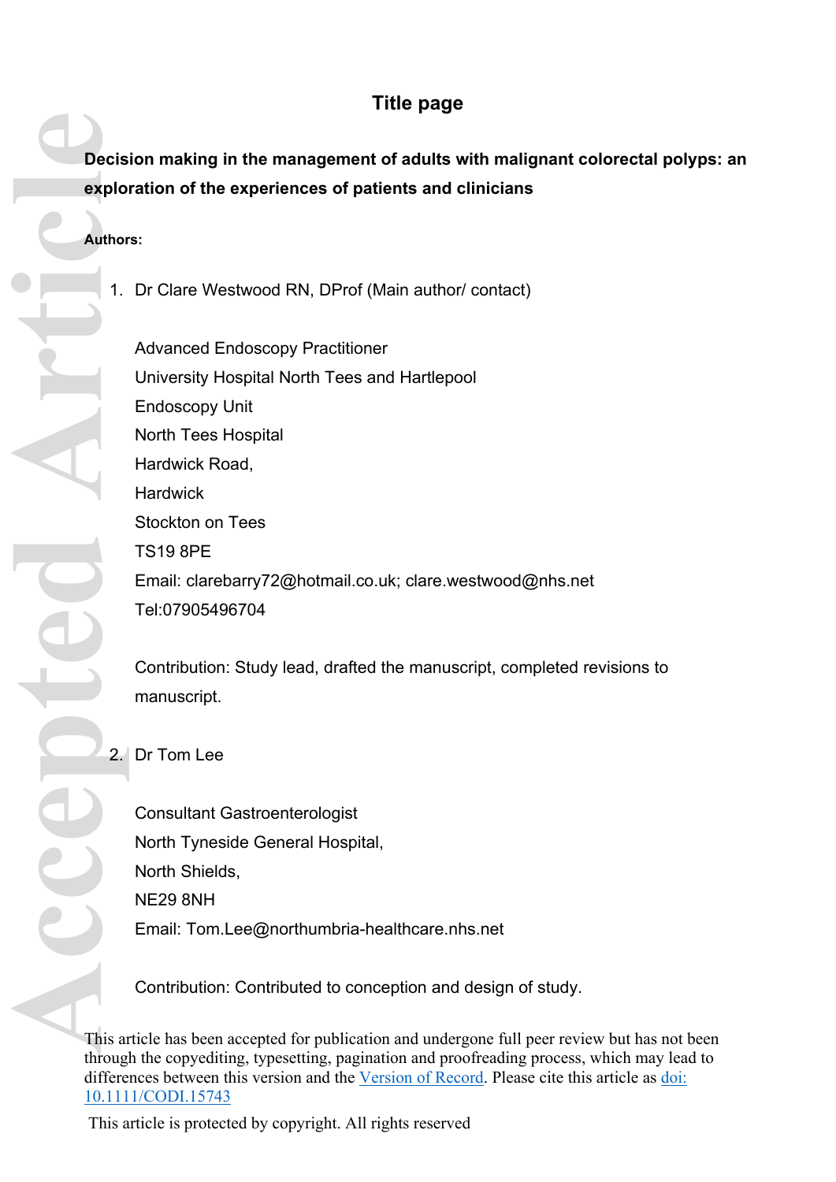# Title page

**Decision making in the management of adults with malignant colorectal polyps: an exploration of the experiences of patients and clinicians**

**Authors:**

1. Dr Clare Westwood RN, DProf (Main author/ contact)

   Advanced Endoscopy Practitioner
   University Hospital North Tees and Hartlepool
   Endoscopy Unit
   North Tees Hospital
   Hardwick Road,
   Hardwick
   Stockton on Tees
   TS19 8PE
   Email: clarebarry72@hotmail.co.uk; clare.westwood@nhs.net
   Tel:07905496704

   Contribution: Study lead, drafted the manuscript, completed revisions to manuscript.

2. Dr Tom Lee

   Consultant Gastroenterologist
   North Tyneside General Hospital,
   North Shields,
   NE29 8NH
   Email: Tom.Lee@northumbria-healthcare.nhs.net

   Contribution: Contributed to conception and design of study.

This article has been accepted for publication and undergone full peer review but has not been through the copyediting, typesetting, pagination and proofreading process, which may lead to differences between this version and the Version of Record. Please cite this article as doi: 10.1111/CODI.15743

This article is protected by copyright. All rights reserved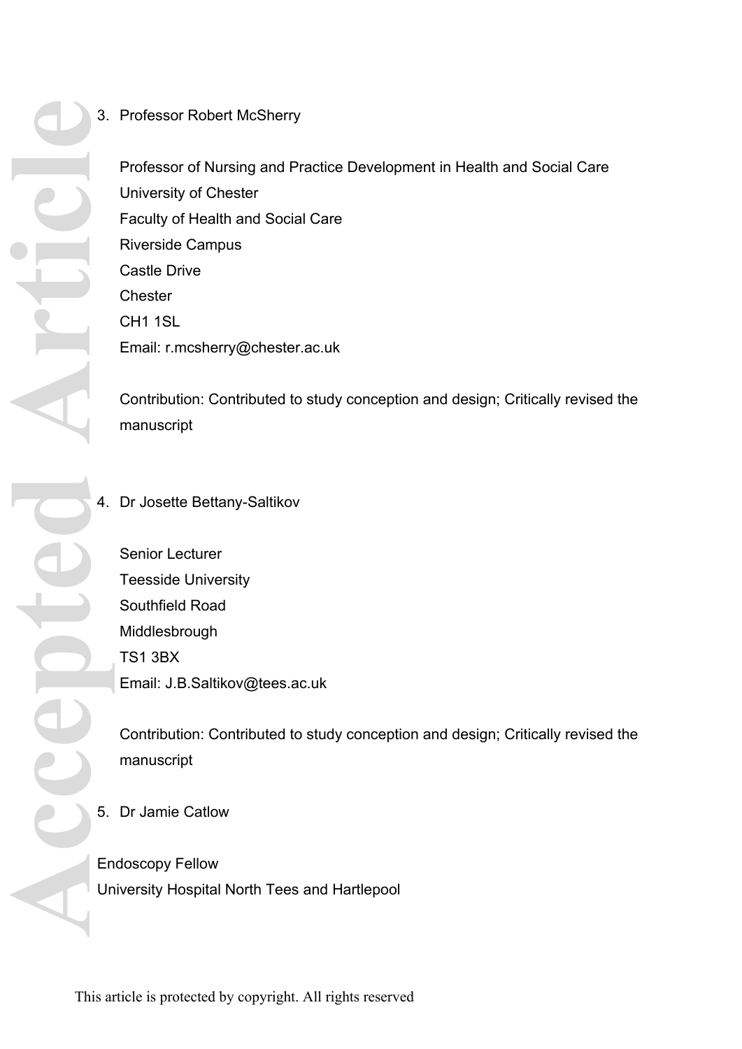3. Professor Robert McSherry

   Professor of Nursing and Practice Development in Health and Social Care
   University of Chester
   Faculty of Health and Social Care
   Riverside Campus
   Castle Drive
   Chester
   CH1 1SL
   Email: r.mcsherry@chester.ac.uk

   Contribution: Contributed to study conception and design; Critically revised the manuscript

4. Dr Josette Bettany-Saltikov

   Senior Lecturer
   Teesside University
   Southfield Road
   Middlesbrough
   TS1 3BX
   Email: J.B.Saltikov@tees.ac.uk

   Contribution: Contributed to study conception and design; Critically revised the manuscript

5. Dr Jamie Catlow

Endoscopy Fellow
University Hospital North Tees and Hartlepool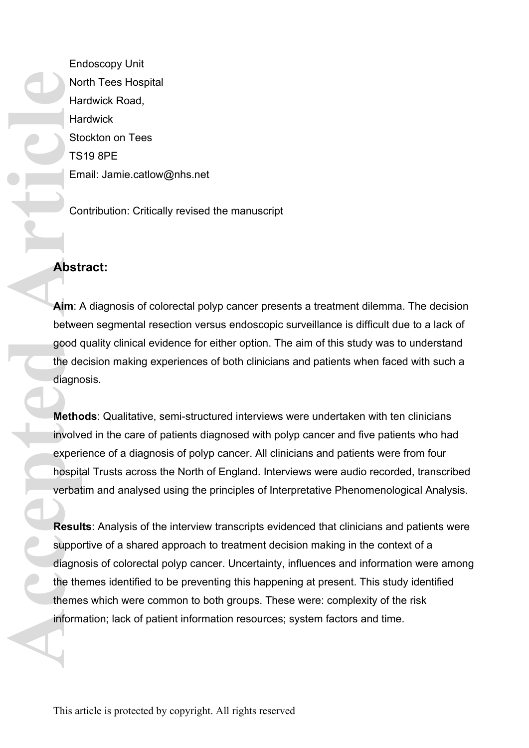Endoscopy Unit
North Tees Hospital
Hardwick Road,
Hardwick
Stockton on Tees
TS19 8PE
Email: Jamie.catlow@nhs.net

Contribution: Critically revised the manuscript

## Abstract:

**Aim**: A diagnosis of colorectal polyp cancer presents a treatment dilemma. The decision between segmental resection versus endoscopic surveillance is difficult due to a lack of good quality clinical evidence for either option. The aim of this study was to understand the decision making experiences of both clinicians and patients when faced with such a diagnosis.

**Methods**: Qualitative, semi-structured interviews were undertaken with ten clinicians involved in the care of patients diagnosed with polyp cancer and five patients who had experience of a diagnosis of polyp cancer. All clinicians and patients were from four hospital Trusts across the North of England. Interviews were audio recorded, transcribed verbatim and analysed using the principles of Interpretative Phenomenological Analysis.

**Results**: Analysis of the interview transcripts evidenced that clinicians and patients were supportive of a shared approach to treatment decision making in the context of a diagnosis of colorectal polyp cancer. Uncertainty, influences and information were among the themes identified to be preventing this happening at present. This study identified themes which were common to both groups. These were: complexity of the risk information; lack of patient information resources; system factors and time.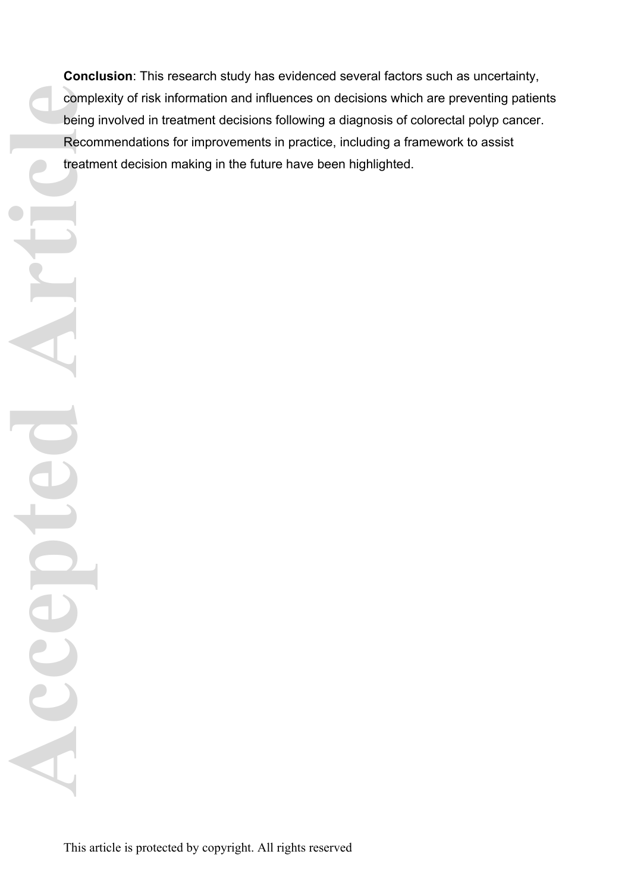**Conclusion**: This research study has evidenced several factors such as uncertainty, complexity of risk information and influences on decisions which are preventing patients being involved in treatment decisions following a diagnosis of colorectal polyp cancer. Recommendations for improvements in practice, including a framework to assist treatment decision making in the future have been highlighted.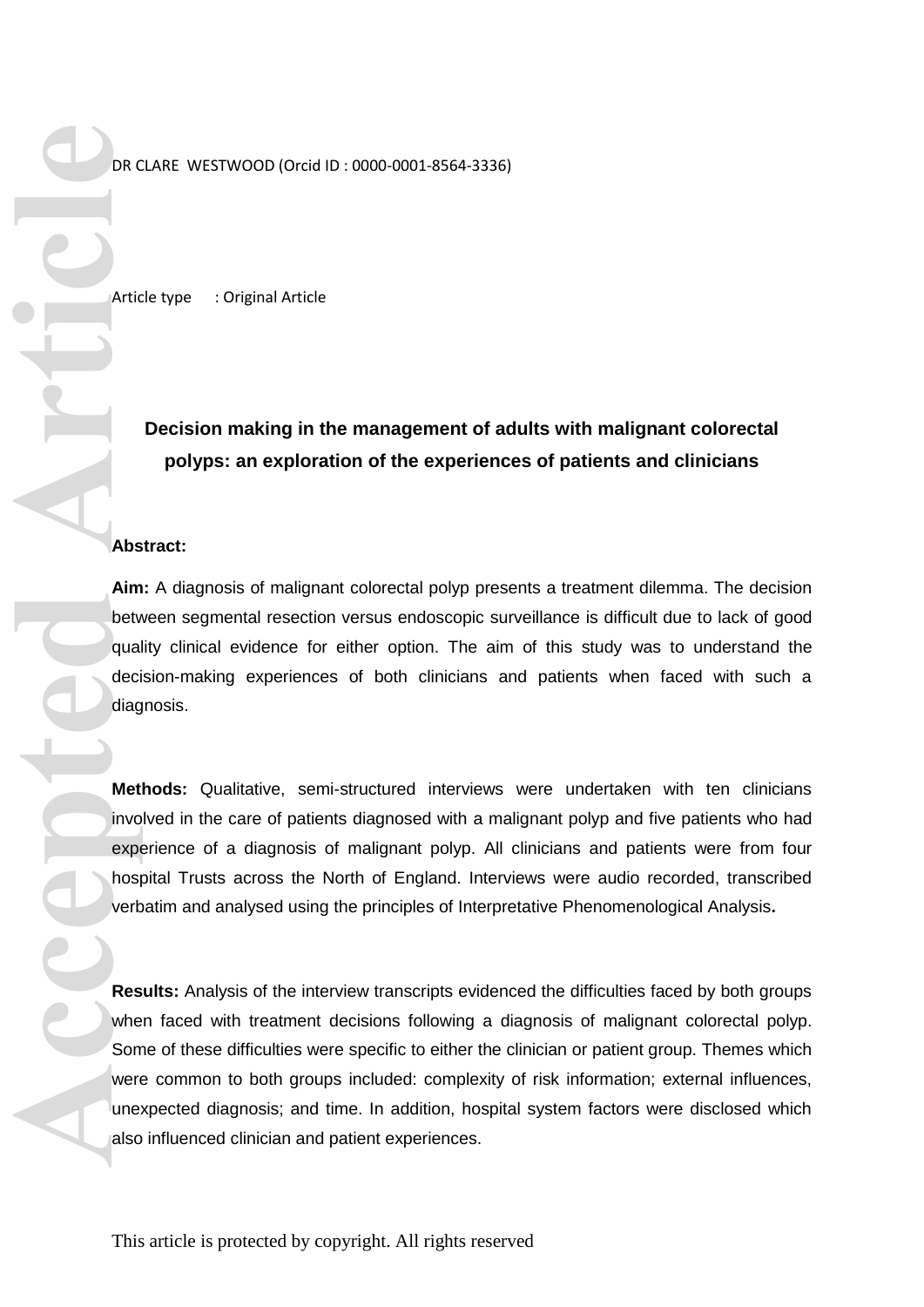DR CLARE WESTWOOD (Orcid ID : 0000-0001-8564-3336)

Article type : Original Article

# Decision making in the management of adults with malignant colorectal polyps: an exploration of the experiences of patients and clinicians

**Abstract:**

**Aim:** A diagnosis of malignant colorectal polyp presents a treatment dilemma. The decision between segmental resection versus endoscopic surveillance is difficult due to lack of good quality clinical evidence for either option. The aim of this study was to understand the decision-making experiences of both clinicians and patients when faced with such a diagnosis.

**Methods:** Qualitative, semi-structured interviews were undertaken with ten clinicians involved in the care of patients diagnosed with a malignant polyp and five patients who had experience of a diagnosis of malignant polyp. All clinicians and patients were from four hospital Trusts across the North of England. Interviews were audio recorded, transcribed verbatim and analysed using the principles of Interpretative Phenomenological Analysis**.**

**Results:** Analysis of the interview transcripts evidenced the difficulties faced by both groups when faced with treatment decisions following a diagnosis of malignant colorectal polyp. Some of these difficulties were specific to either the clinician or patient group. Themes which were common to both groups included: complexity of risk information; external influences, unexpected diagnosis; and time. In addition, hospital system factors were disclosed which also influenced clinician and patient experiences.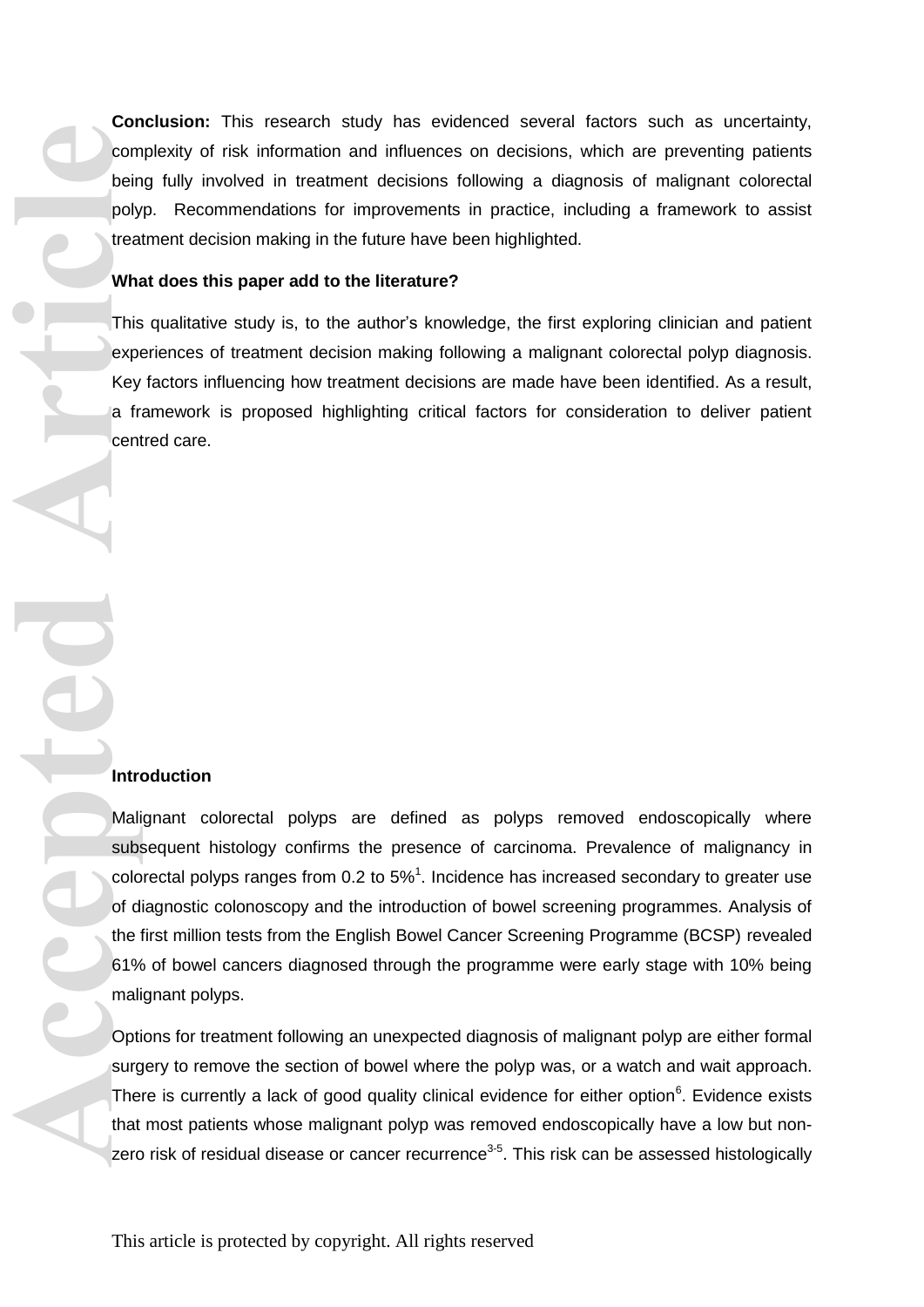**Conclusion:** This research study has evidenced several factors such as uncertainty, complexity of risk information and influences on decisions, which are preventing patients being fully involved in treatment decisions following a diagnosis of malignant colorectal polyp. Recommendations for improvements in practice, including a framework to assist treatment decision making in the future have been highlighted.

**What does this paper add to the literature?**

This qualitative study is, to the author's knowledge, the first exploring clinician and patient experiences of treatment decision making following a malignant colorectal polyp diagnosis. Key factors influencing how treatment decisions are made have been identified. As a result, a framework is proposed highlighting critical factors for consideration to deliver patient centred care.

**Introduction**

Malignant colorectal polyps are defined as polyps removed endoscopically where subsequent histology confirms the presence of carcinoma. Prevalence of malignancy in colorectal polyps ranges from 0.2 to 5%[1]. Incidence has increased secondary to greater use of diagnostic colonoscopy and the introduction of bowel screening programmes. Analysis of the first million tests from the English Bowel Cancer Screening Programme (BCSP) revealed 61% of bowel cancers diagnosed through the programme were early stage with 10% being malignant polyps.

Options for treatment following an unexpected diagnosis of malignant polyp are either formal surgery to remove the section of bowel where the polyp was, or a watch and wait approach. There is currently a lack of good quality clinical evidence for either option[6]. Evidence exists that most patients whose malignant polyp was removed endoscopically have a low but non-zero risk of residual disease or cancer recurrence[3-5]. This risk can be assessed histologically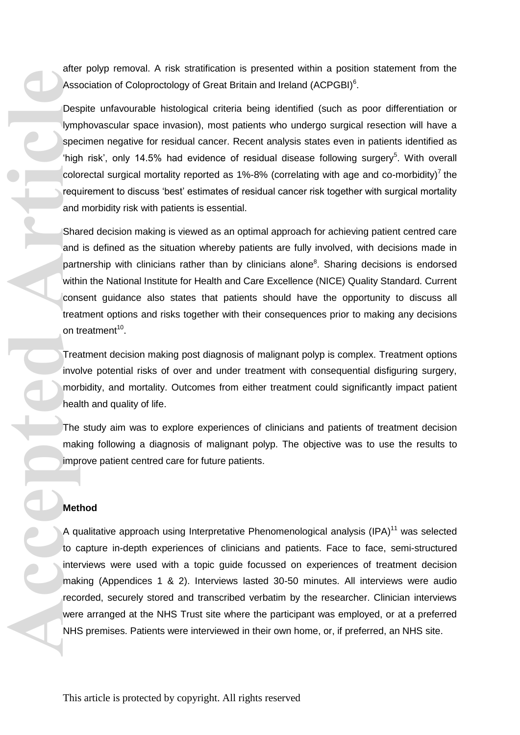after polyp removal. A risk stratification is presented within a position statement from the Association of Coloproctology of Great Britain and Ireland (ACPGBI)[6].

Despite unfavourable histological criteria being identified (such as poor differentiation or lymphovascular space invasion), most patients who undergo surgical resection will have a specimen negative for residual cancer. Recent analysis states even in patients identified as 'high risk', only 14.5% had evidence of residual disease following surgery[5]. With overall colorectal surgical mortality reported as 1%-8% (correlating with age and co-morbidity)[7] the requirement to discuss 'best' estimates of residual cancer risk together with surgical mortality and morbidity risk with patients is essential.

Shared decision making is viewed as an optimal approach for achieving patient centred care and is defined as the situation whereby patients are fully involved, with decisions made in partnership with clinicians rather than by clinicians alone[8]. Sharing decisions is endorsed within the National Institute for Health and Care Excellence (NICE) Quality Standard. Current consent guidance also states that patients should have the opportunity to discuss all treatment options and risks together with their consequences prior to making any decisions on treatment[10].

Treatment decision making post diagnosis of malignant polyp is complex. Treatment options involve potential risks of over and under treatment with consequential disfiguring surgery, morbidity, and mortality. Outcomes from either treatment could significantly impact patient health and quality of life.

The study aim was to explore experiences of clinicians and patients of treatment decision making following a diagnosis of malignant polyp. The objective was to use the results to improve patient centred care for future patients.

## Method

A qualitative approach using Interpretative Phenomenological analysis (IPA)[11] was selected to capture in-depth experiences of clinicians and patients. Face to face, semi-structured interviews were used with a topic guide focussed on experiences of treatment decision making (Appendices 1 & 2). Interviews lasted 30-50 minutes. All interviews were audio recorded, securely stored and transcribed verbatim by the researcher. Clinician interviews were arranged at the NHS Trust site where the participant was employed, or at a preferred NHS premises. Patients were interviewed in their own home, or, if preferred, an NHS site.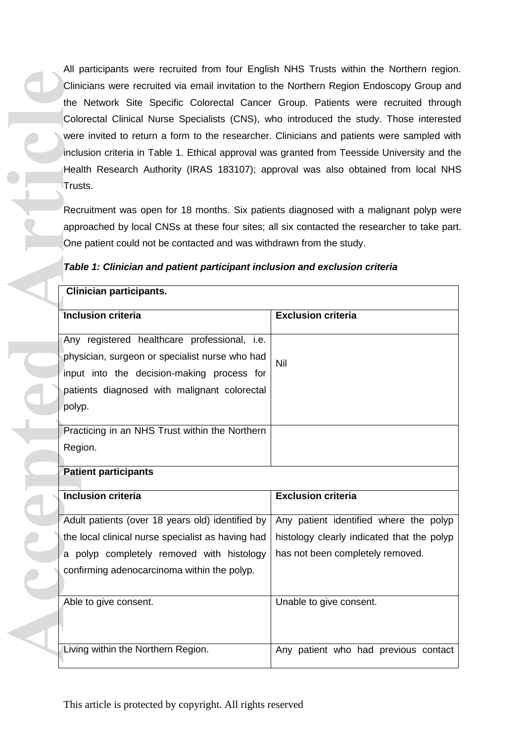All participants were recruited from four English NHS Trusts within the Northern region. Clinicians were recruited via email invitation to the Northern Region Endoscopy Group and the Network Site Specific Colorectal Cancer Group. Patients were recruited through Colorectal Clinical Nurse Specialists (CNS), who introduced the study. Those interested were invited to return a form to the researcher. Clinicians and patients were sampled with inclusion criteria in Table 1. Ethical approval was granted from Teesside University and the Health Research Authority (IRAS 183107); approval was also obtained from local NHS Trusts.

Recruitment was open for 18 months. Six patients diagnosed with a malignant polyp were approached by local CNSs at these four sites; all six contacted the researcher to take part. One patient could not be contacted and was withdrawn from the study.

***Table 1: Clinician and patient participant inclusion and exclusion criteria***

| **Clinician participants.** | |
|---|---|
| **Inclusion criteria** | **Exclusion criteria** |
| Any registered healthcare professional, i.e. physician, surgeon or specialist nurse who had input into the decision-making process for patients diagnosed with malignant colorectal polyp. | Nil |
| Practicing in an NHS Trust within the Northern Region. | |
| **Patient participants** | |
| **Inclusion criteria** | **Exclusion criteria** |
| Adult patients (over 18 years old) identified by the local clinical nurse specialist as having had a polyp completely removed with histology confirming adenocarcinoma within the polyp. | Any patient identified where the polyp histology clearly indicated that the polyp has not been completely removed. |
| Able to give consent. | Unable to give consent. |
| Living within the Northern Region. | Any patient who had previous contact |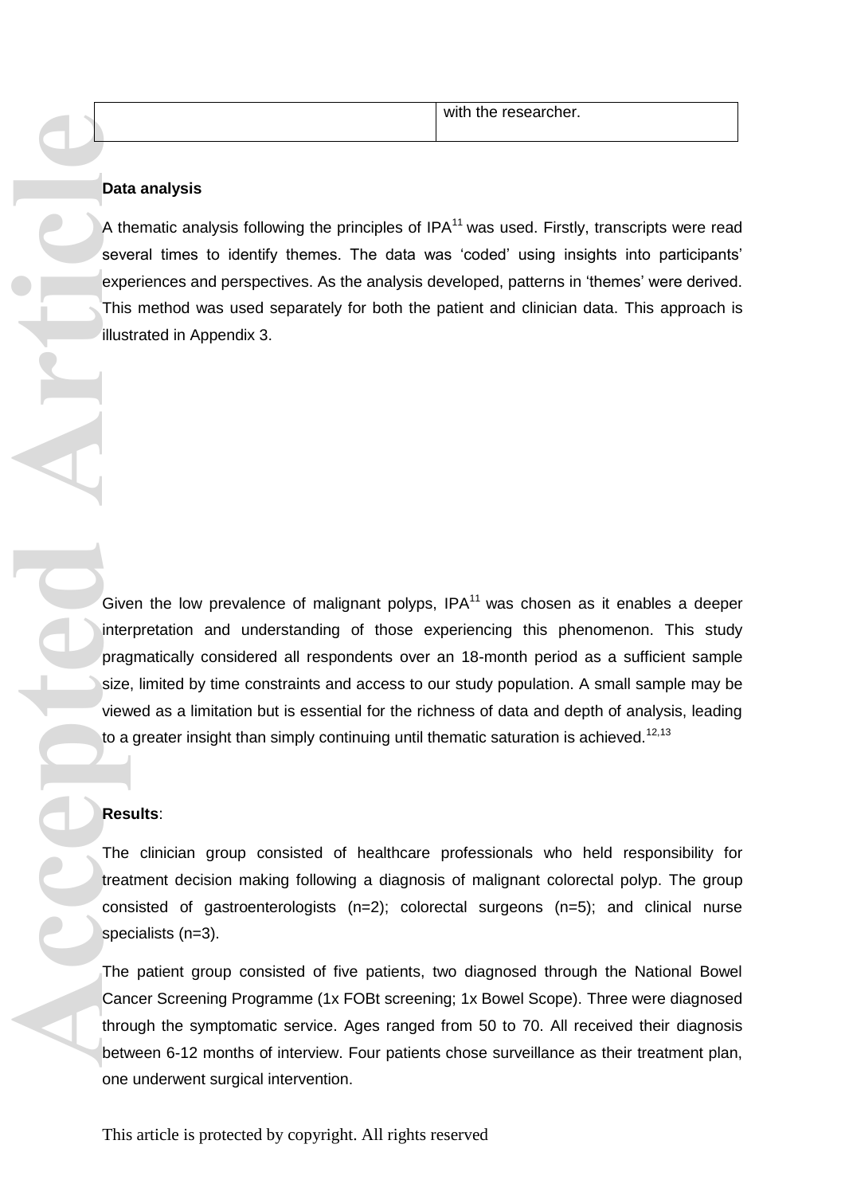| | with the researcher. |
|---|---|

**Data analysis**

A thematic analysis following the principles of IPA[11] was used. Firstly, transcripts were read several times to identify themes. The data was 'coded' using insights into participants' experiences and perspectives. As the analysis developed, patterns in 'themes' were derived. This method was used separately for both the patient and clinician data. This approach is illustrated in Appendix 3.

Given the low prevalence of malignant polyps, IPA[11] was chosen as it enables a deeper interpretation and understanding of those experiencing this phenomenon. This study pragmatically considered all respondents over an 18-month period as a sufficient sample size, limited by time constraints and access to our study population. A small sample may be viewed as a limitation but is essential for the richness of data and depth of analysis, leading to a greater insight than simply continuing until thematic saturation is achieved.[12,13]

**Results**:

The clinician group consisted of healthcare professionals who held responsibility for treatment decision making following a diagnosis of malignant colorectal polyp. The group consisted of gastroenterologists (n=2); colorectal surgeons (n=5); and clinical nurse specialists (n=3).

The patient group consisted of five patients, two diagnosed through the National Bowel Cancer Screening Programme (1x FOBt screening; 1x Bowel Scope). Three were diagnosed through the symptomatic service. Ages ranged from 50 to 70. All received their diagnosis between 6-12 months of interview. Four patients chose surveillance as their treatment plan, one underwent surgical intervention.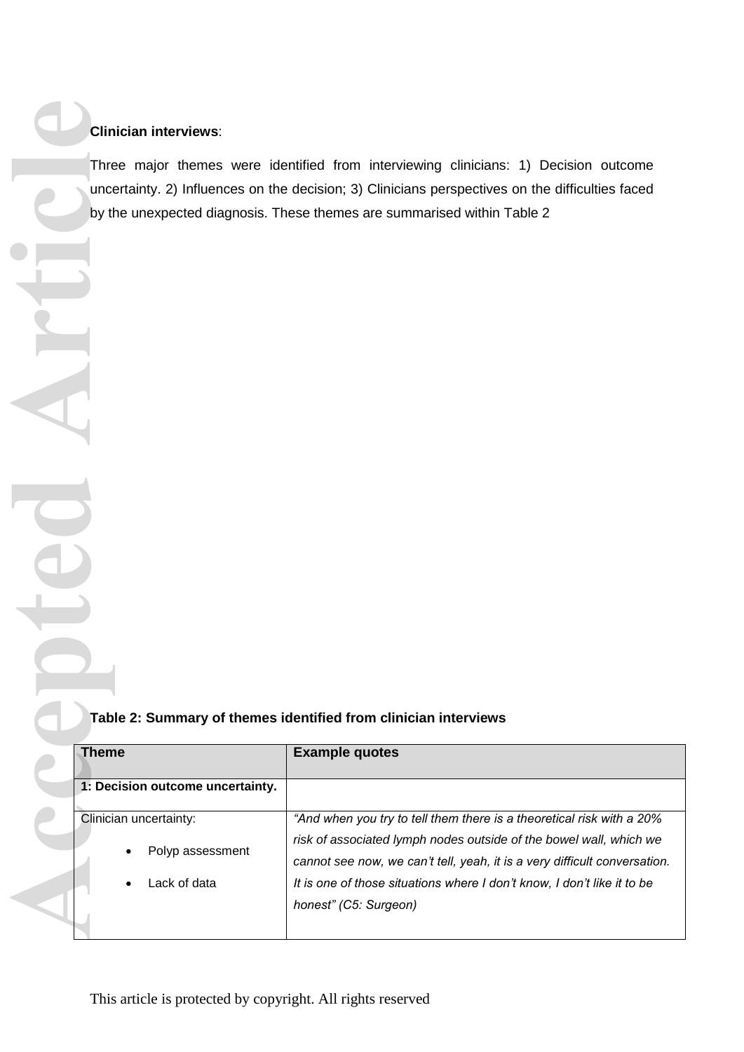**Clinician interviews**:

Three major themes were identified from interviewing clinicians: 1) Decision outcome uncertainty. 2) Influences on the decision; 3) Clinicians perspectives on the difficulties faced by the unexpected diagnosis. These themes are summarised within Table 2

**Table 2: Summary of themes identified from clinician interviews**

| Theme | Example quotes |
| --- | --- |
| **1: Decision outcome uncertainty.** | |
| Clinician uncertainty:<br>• Polyp assessment<br>• Lack of data | *"And when you try to tell them there is a theoretical risk with a 20% risk of associated lymph nodes outside of the bowel wall, which we cannot see now, we can't tell, yeah, it is a very difficult conversation. It is one of those situations where I don't know, I don't like it to be honest" (C5: Surgeon)* |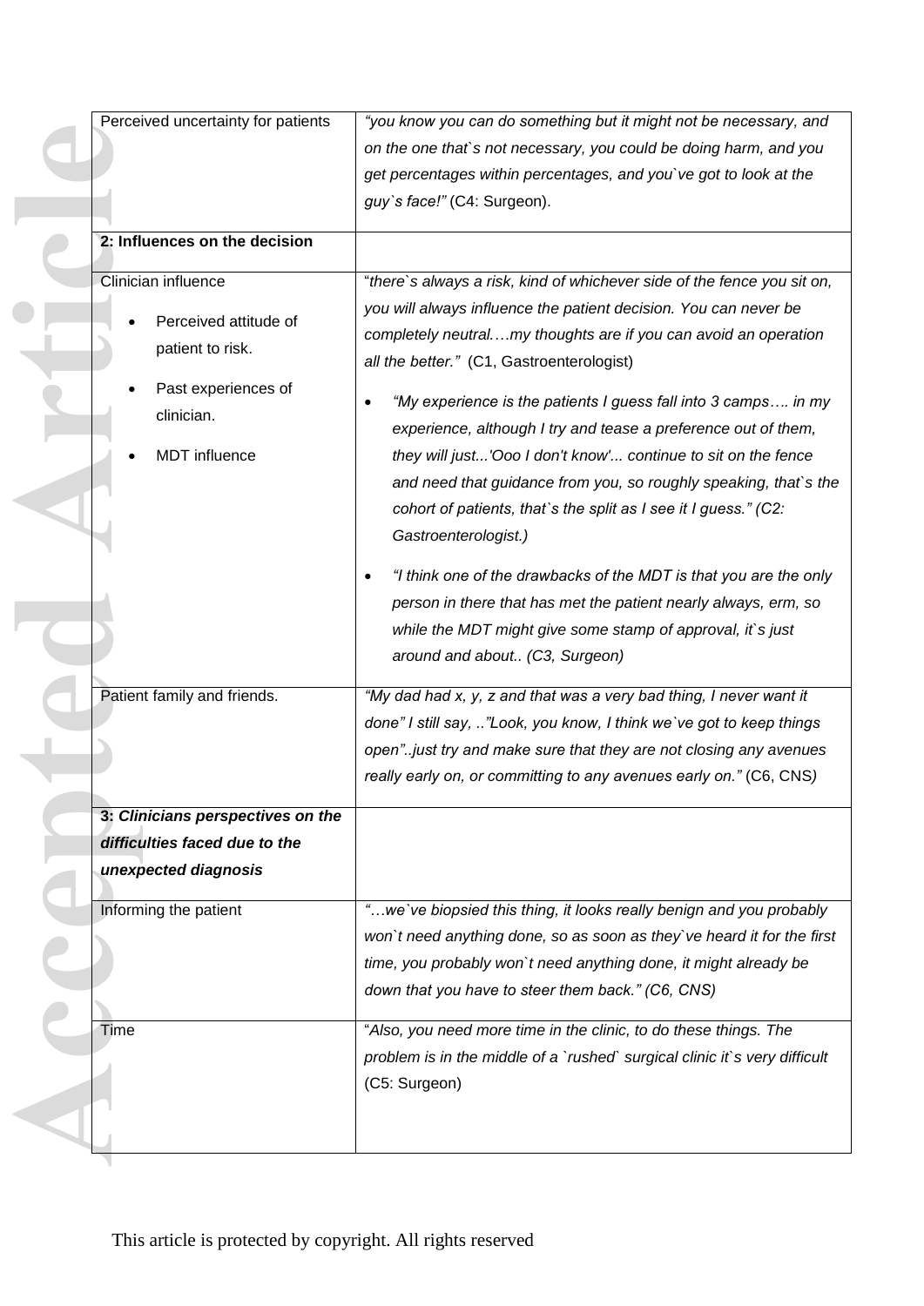| Perceived uncertainty for patients | *"you know you can do something but it might not be necessary, and on the one that`s not necessary, you could be doing harm, and you get percentages within percentages, and you`ve got to look at the guy`s face!"* (C4: Surgeon). |
|---|---|
| **2: Influences on the decision** | |
| Clinician influence<br>• Perceived attitude of patient to risk.<br>• Past experiences of clinician.<br>• MDT influence | "*there`s always a risk, kind of whichever side of the fence you sit on, you will always influence the patient decision. You can never be completely neutral….my thoughts are if you can avoid an operation all the better."* (C1, Gastroenterologist)<br>• *"My experience is the patients I guess fall into 3 camps…. in my experience, although I try and tease a preference out of them, they will just...'Ooo I don't know'... continue to sit on the fence and need that guidance from you, so roughly speaking, that`s the cohort of patients, that`s the split as I see it I guess." (C2: Gastroenterologist.)*<br>• *"I think one of the drawbacks of the MDT is that you are the only person in there that has met the patient nearly always, erm, so while the MDT might give some stamp of approval, it`s just around and about.. (C3, Surgeon)* |
| Patient family and friends. | *"My dad had x, y, z and that was a very bad thing, I never want it done" I still say, .."Look, you know, I think we`ve got to keep things open"..just try and make sure that they are not closing any avenues really early on, or committing to any avenues early on."* (C6, CNS) |
| ***3: Clinicians perspectives on the difficulties faced due to the unexpected diagnosis*** | |
| Informing the patient | *"…we`ve biopsied this thing, it looks really benign and you probably won`t need anything done, so as soon as they`ve heard it for the first time, you probably won`t need anything done, it might already be down that you have to steer them back." (C6, CNS)* |
| Time | "*Also, you need more time in the clinic, to do these things. The problem is in the middle of a `rushed` surgical clinic it`s very difficult* (C5: Surgeon) |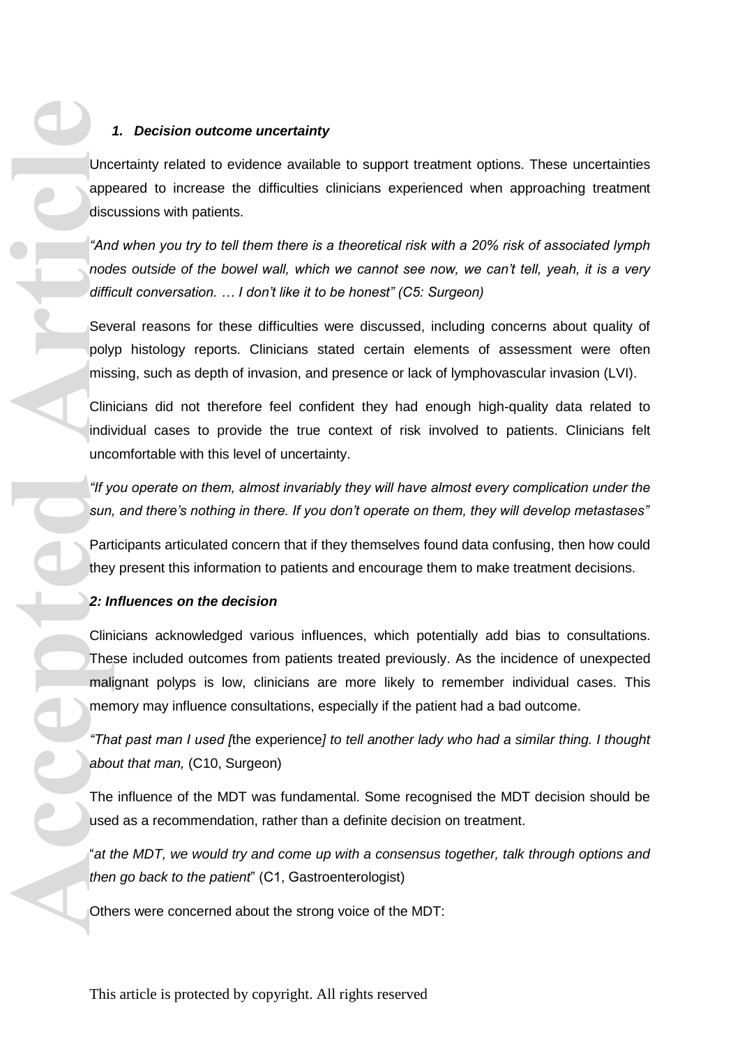### 1. *Decision outcome uncertainty*

Uncertainty related to evidence available to support treatment options. These uncertainties appeared to increase the difficulties clinicians experienced when approaching treatment discussions with patients.

*"And when you try to tell them there is a theoretical risk with a 20% risk of associated lymph nodes outside of the bowel wall, which we cannot see now, we can't tell, yeah, it is a very difficult conversation. … I don't like it to be honest" (C5: Surgeon)*

Several reasons for these difficulties were discussed, including concerns about quality of polyp histology reports. Clinicians stated certain elements of assessment were often missing, such as depth of invasion, and presence or lack of lymphovascular invasion (LVI).

Clinicians did not therefore feel confident they had enough high-quality data related to individual cases to provide the true context of risk involved to patients. Clinicians felt uncomfortable with this level of uncertainty.

*"If you operate on them, almost invariably they will have almost every complication under the sun, and there's nothing in there. If you don't operate on them, they will develop metastases"*

Participants articulated concern that if they themselves found data confusing, then how could they present this information to patients and encourage them to make treatment decisions.

### *2: Influences on the decision*

Clinicians acknowledged various influences, which potentially add bias to consultations. These included outcomes from patients treated previously. As the incidence of unexpected malignant polyps is low, clinicians are more likely to remember individual cases. This memory may influence consultations, especially if the patient had a bad outcome.

*"That past man I used [*the experience*] to tell another lady who had a similar thing. I thought about that man,* (C10, Surgeon)

The influence of the MDT was fundamental. Some recognised the MDT decision should be used as a recommendation, rather than a definite decision on treatment.

"*at the MDT, we would try and come up with a consensus together, talk through options and then go back to the patient*" (C1, Gastroenterologist)

Others were concerned about the strong voice of the MDT: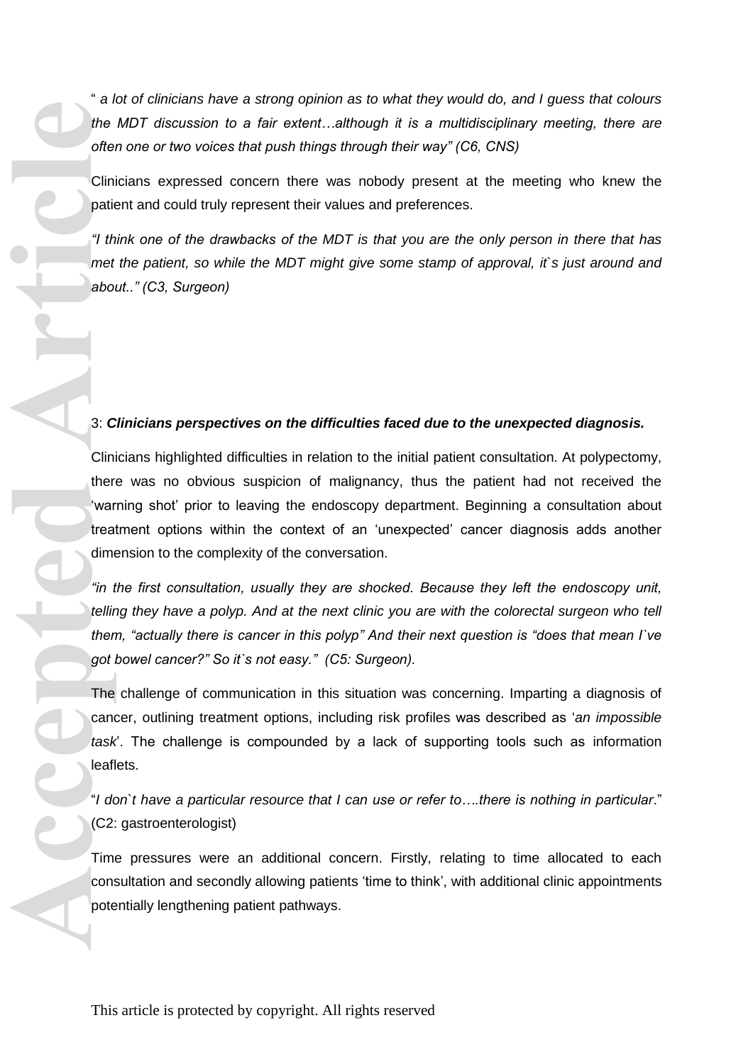" *a lot of clinicians have a strong opinion as to what they would do, and I guess that colours the MDT discussion to a fair extent…although it is a multidisciplinary meeting, there are often one or two voices that push things through their way" (C6, CNS)*

Clinicians expressed concern there was nobody present at the meeting who knew the patient and could truly represent their values and preferences.

*"I think one of the drawbacks of the MDT is that you are the only person in there that has met the patient, so while the MDT might give some stamp of approval, it`s just around and about.." (C3, Surgeon)*

3: ***Clinicians perspectives on the difficulties faced due to the unexpected diagnosis.***

Clinicians highlighted difficulties in relation to the initial patient consultation. At polypectomy, there was no obvious suspicion of malignancy, thus the patient had not received the 'warning shot' prior to leaving the endoscopy department. Beginning a consultation about treatment options within the context of an 'unexpected' cancer diagnosis adds another dimension to the complexity of the conversation.

*"in the first consultation, usually they are shocked. Because they left the endoscopy unit, telling they have a polyp. And at the next clinic you are with the colorectal surgeon who tell them, "actually there is cancer in this polyp" And their next question is "does that mean I`ve got bowel cancer?" So it`s not easy." (C5: Surgeon).*

The challenge of communication in this situation was concerning. Imparting a diagnosis of cancer, outlining treatment options, including risk profiles was described as '*an impossible task*'. The challenge is compounded by a lack of supporting tools such as information leaflets.

"*I don`t have a particular resource that I can use or refer to….there is nothing in particular*." (C2: gastroenterologist)

Time pressures were an additional concern. Firstly, relating to time allocated to each consultation and secondly allowing patients 'time to think', with additional clinic appointments potentially lengthening patient pathways.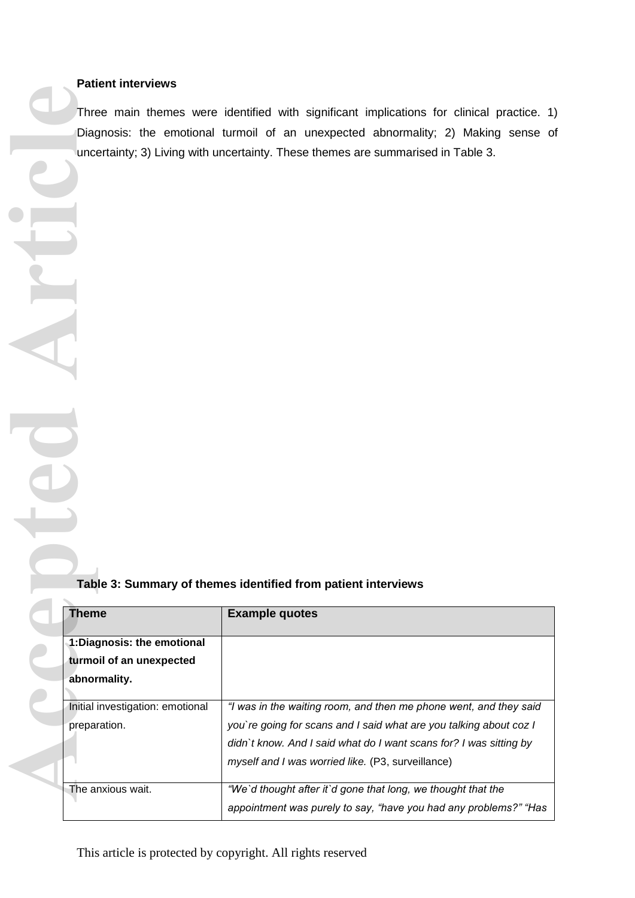**Patient interviews**

Three main themes were identified with significant implications for clinical practice. 1) Diagnosis: the emotional turmoil of an unexpected abnormality; 2) Making sense of uncertainty; 3) Living with uncertainty. These themes are summarised in Table 3.

**Table 3: Summary of themes identified from patient interviews**

| Theme | Example quotes |
|---|---|
| **1:Diagnosis: the emotional turmoil of an unexpected abnormality.** | |
| Initial investigation: emotional preparation. | *"I was in the waiting room, and then me phone went, and they said you`re going for scans and I said what are you talking about coz I didn`t know. And I said what do I want scans for? I was sitting by myself and I was worried like.* (P3, surveillance) |
| The anxious wait. | *"We`d thought after it`d gone that long, we thought that the appointment was purely to say, "have you had any problems?" "Has* |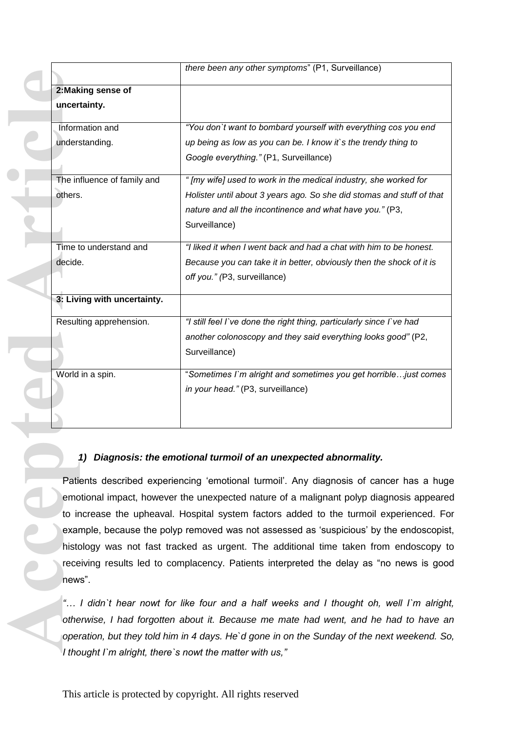| | |
|---|---|
| | *there been any other symptoms*" (P1, Surveillance) |
| **2:Making sense of uncertainty.** | |
| Information and understanding. | *"You don`t want to bombard yourself with everything cos you end up being as low as you can be. I know it`s the trendy thing to Google everything."* (P1, Surveillance) |
| The influence of family and others. | *" [my wife] used to work in the medical industry, she worked for Holister until about 3 years ago. So she did stomas and stuff of that nature and all the incontinence and what have you."* (P3, Surveillance) |
| Time to understand and decide. | *"I liked it when I went back and had a chat with him to be honest. Because you can take it in better, obviously then the shock of it is off you." (*P3, surveillance) |
| **3: Living with uncertainty.** | |
| Resulting apprehension. | *"I still feel I`ve done the right thing, particularly since I`ve had another colonoscopy and they said everything looks good"* (P2, Surveillance) |
| World in a spin. | "*Sometimes I`m alright and sometimes you get horrible…just comes in your head."* (P3, surveillance) |

### *1) Diagnosis: the emotional turmoil of an unexpected abnormality.*

Patients described experiencing 'emotional turmoil'. Any diagnosis of cancer has a huge emotional impact, however the unexpected nature of a malignant polyp diagnosis appeared to increase the upheaval. Hospital system factors added to the turmoil experienced. For example, because the polyp removed was not assessed as 'suspicious' by the endoscopist, histology was not fast tracked as urgent. The additional time taken from endoscopy to receiving results led to complacency. Patients interpreted the delay as "no news is good news".

*"… I didn`t hear nowt for like four and a half weeks and I thought oh, well I`m alright, otherwise, I had forgotten about it. Because me mate had went, and he had to have an operation, but they told him in 4 days. He`d gone in on the Sunday of the next weekend. So, I thought I`m alright, there`s nowt the matter with us,"*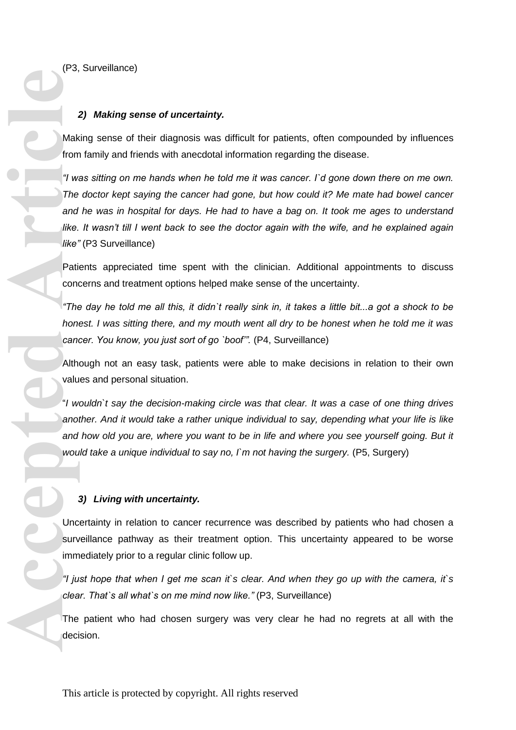(P3, Surveillance)

### 2) *Making sense of uncertainty.*

Making sense of their diagnosis was difficult for patients, often compounded by influences from family and friends with anecdotal information regarding the disease.

*"I was sitting on me hands when he told me it was cancer. I`d gone down there on me own. The doctor kept saying the cancer had gone, but how could it? Me mate had bowel cancer and he was in hospital for days. He had to have a bag on. It took me ages to understand like. It wasn't till I went back to see the doctor again with the wife, and he explained again like"* (P3 Surveillance)

Patients appreciated time spent with the clinician. Additional appointments to discuss concerns and treatment options helped make sense of the uncertainty.

*"The day he told me all this, it didn`t really sink in, it takes a little bit...a got a shock to be honest. I was sitting there, and my mouth went all dry to be honest when he told me it was cancer. You know, you just sort of go `boof'".* (P4, Surveillance)

Although not an easy task, patients were able to make decisions in relation to their own values and personal situation.

"*I wouldn`t say the decision-making circle was that clear. It was a case of one thing drives another. And it would take a rather unique individual to say, depending what your life is like and how old you are, where you want to be in life and where you see yourself going. But it would take a unique individual to say no, I`m not having the surgery.* (P5, Surgery)

### 3) *Living with uncertainty.*

Uncertainty in relation to cancer recurrence was described by patients who had chosen a surveillance pathway as their treatment option. This uncertainty appeared to be worse immediately prior to a regular clinic follow up.

*"I just hope that when I get me scan it`s clear. And when they go up with the camera, it`s clear. That`s all what`s on me mind now like."* (P3, Surveillance)

The patient who had chosen surgery was very clear he had no regrets at all with the decision.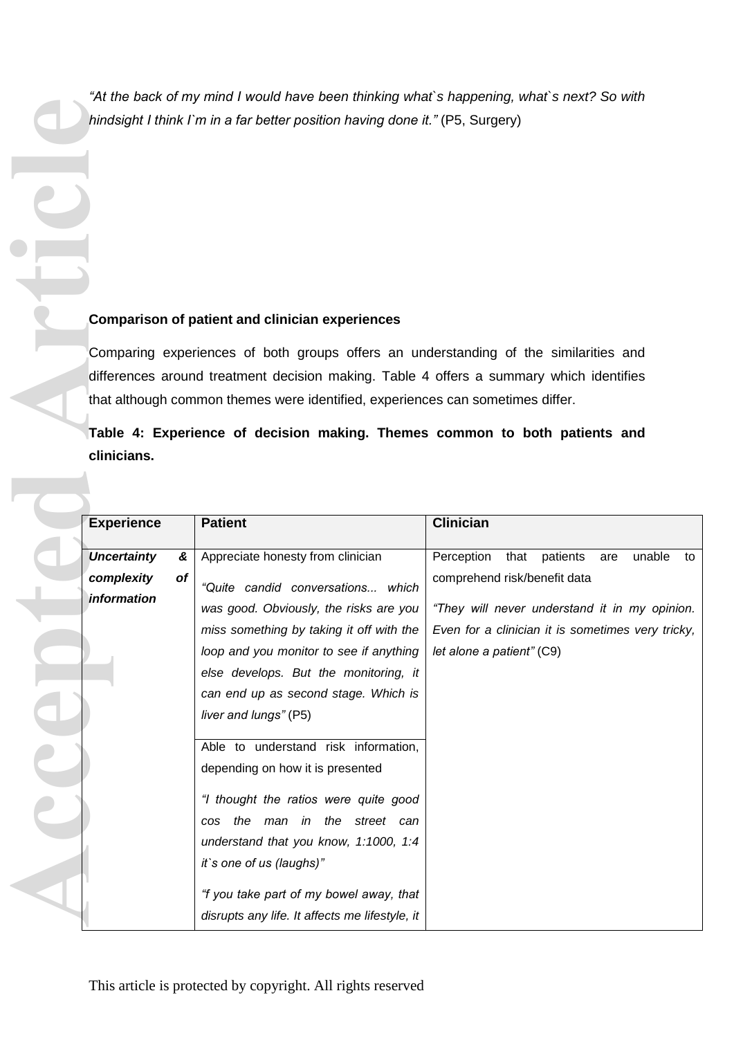*"At the back of my mind I would have been thinking what`s happening, what`s next? So with hindsight I think I`m in a far better position having done it."* (P5, Surgery)

**Comparison of patient and clinician experiences**

Comparing experiences of both groups offers an understanding of the similarities and differences around treatment decision making. Table 4 offers a summary which identifies that although common themes were identified, experiences can sometimes differ.

**Table 4: Experience of decision making. Themes common to both patients and clinicians.**

| Experience | Patient | Clinician |
|---|---|---|
| ***Uncertainty & complexity of information*** | Appreciate honesty from clinician<br><br>*"Quite candid conversations... which was good. Obviously, the risks are you miss something by taking it off with the loop and you monitor to see if anything else develops. But the monitoring, it can end up as second stage. Which is liver and lungs"* (P5) | Perception that patients are unable to comprehend risk/benefit data<br><br>*"They will never understand it in my opinion. Even for a clinician it is sometimes very tricky, let alone a patient"* (C9) |
| | Able to understand risk information, depending on how it is presented<br><br>*"I thought the ratios were quite good cos the man in the street can understand that you know, 1:1000, 1:4 it`s one of us (laughs)"*<br><br>*"f you take part of my bowel away, that disrupts any life. It affects me lifestyle, it* | |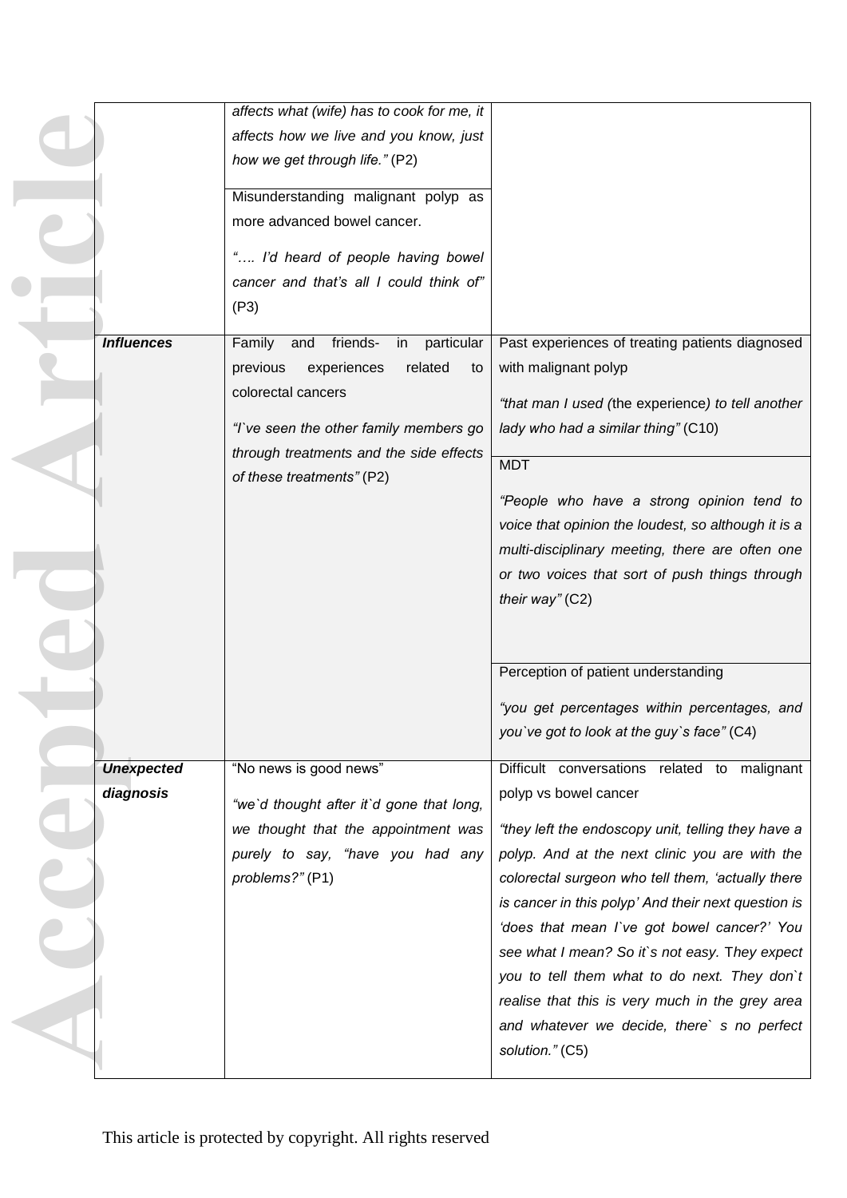| | | |
|---|---|---|
| | *affects what (wife) has to cook for me, it affects how we live and you know, just how we get through life."* (P2)<br><br>Misunderstanding malignant polyp as more advanced bowel cancer.<br><br>*"…. I'd heard of people having bowel cancer and that's all I could think of"* (P3) | |
| ***Influences*** | Family and friends- in particular previous experiences related to colorectal cancers<br><br>*"I`ve seen the other family members go through treatments and the side effects of these treatments"* (P2) | Past experiences of treating patients diagnosed with malignant polyp<br><br>*"that man I used (*the experience*) to tell another lady who had a similar thing"* (C10)<br><br>MDT<br><br>*"People who have a strong opinion tend to voice that opinion the loudest, so although it is a multi-disciplinary meeting, there are often one or two voices that sort of push things through their way"* (C2)<br><br>Perception of patient understanding<br><br>*"you get percentages within percentages, and you`ve got to look at the guy`s face"* (C4) |
| ***Unexpected diagnosis*** | "No news is good news"<br><br>*"we`d thought after it`d gone that long, we thought that the appointment was purely to say, "have you had any problems?"* (P1) | Difficult conversations related to malignant polyp vs bowel cancer<br><br>*"they left the endoscopy unit, telling they have a polyp. And at the next clinic you are with the colorectal surgeon who tell them, 'actually there is cancer in this polyp' And their next question is 'does that mean I`ve got bowel cancer?' You see what I mean? So it`s not easy.* T*hey expect you to tell them what to do next. They don`t realise that this is very much in the grey area and whatever we decide, there` s no perfect solution."* (C5) |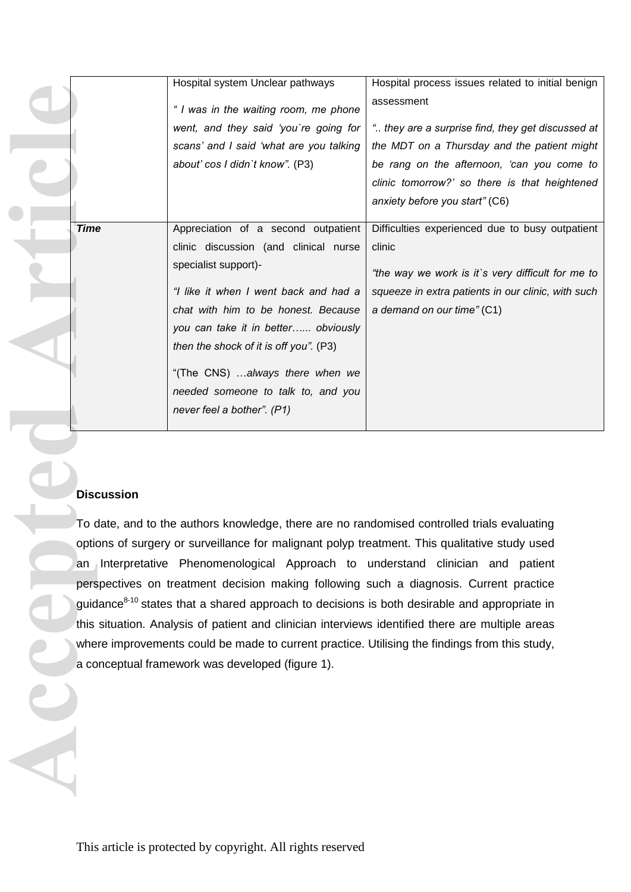| | | |
|---|---|---|
| | Hospital system Unclear pathways<br><br>*" I was in the waiting room, me phone went, and they said 'you`re going for scans' and I said 'what are you talking about' cos I didn`t know".* (P3) | Hospital process issues related to initial benign assessment<br><br>*".. they are a surprise find, they get discussed at the MDT on a Thursday and the patient might be rang on the afternoon, 'can you come to clinic tomorrow?' so there is that heightened anxiety before you start"* (C6) |
| ***Time*** | Appreciation of a second outpatient clinic discussion (and clinical nurse specialist support)-<br><br>*"I like it when I went back and had a chat with him to be honest. Because you can take it in better…... obviously then the shock of it is off you".* (P3)<br><br>"(The CNS) …*always there when we needed someone to talk to, and you never feel a bother". (P1)* | Difficulties experienced due to busy outpatient clinic<br><br>*"the way we work is it`s very difficult for me to squeeze in extra patients in our clinic, with such a demand on our time"* (C1) |

**Discussion**

To date, and to the authors knowledge, there are no randomised controlled trials evaluating options of surgery or surveillance for malignant polyp treatment. This qualitative study used an Interpretative Phenomenological Approach to understand clinician and patient perspectives on treatment decision making following such a diagnosis. Current practice guidance[8-10] states that a shared approach to decisions is both desirable and appropriate in this situation. Analysis of patient and clinician interviews identified there are multiple areas where improvements could be made to current practice. Utilising the findings from this study, a conceptual framework was developed (figure 1).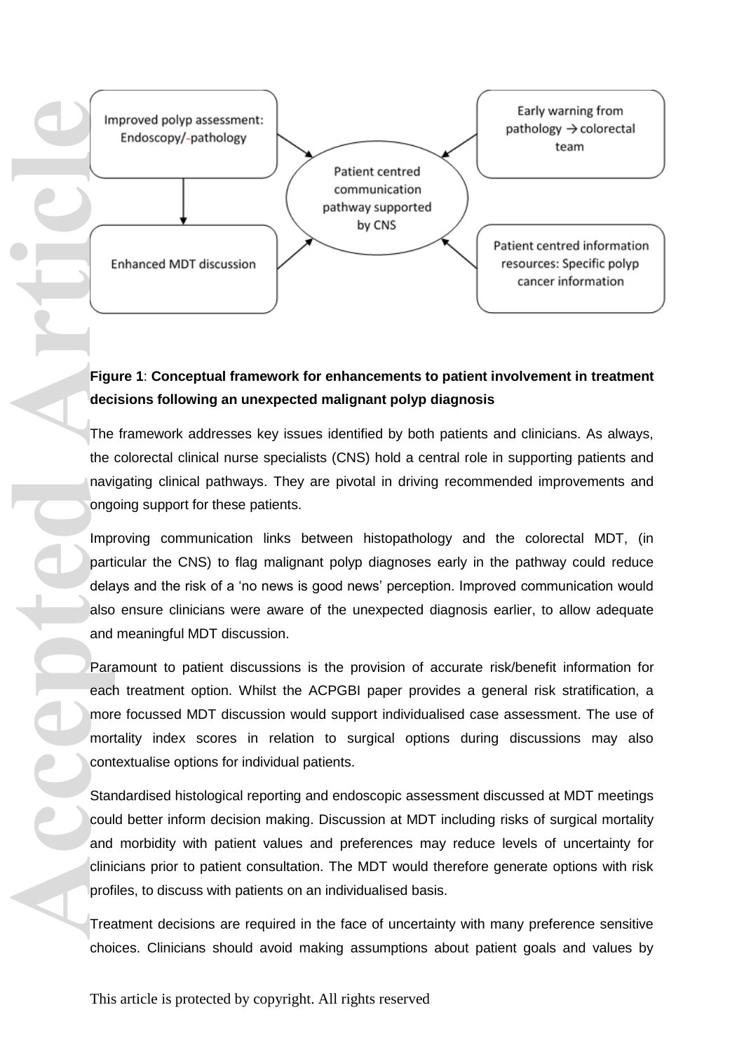**Figure 1**: **Conceptual framework for enhancements to patient involvement in treatment decisions following an unexpected malignant polyp diagnosis**

The framework addresses key issues identified by both patients and clinicians. As always, the colorectal clinical nurse specialists (CNS) hold a central role in supporting patients and navigating clinical pathways. They are pivotal in driving recommended improvements and ongoing support for these patients.

Improving communication links between histopathology and the colorectal MDT, (in particular the CNS) to flag malignant polyp diagnoses early in the pathway could reduce delays and the risk of a 'no news is good news' perception. Improved communication would also ensure clinicians were aware of the unexpected diagnosis earlier, to allow adequate and meaningful MDT discussion.

Paramount to patient discussions is the provision of accurate risk/benefit information for each treatment option. Whilst the ACPGBI paper provides a general risk stratification, a more focussed MDT discussion would support individualised case assessment. The use of mortality index scores in relation to surgical options during discussions may also contextualise options for individual patients.

Standardised histological reporting and endoscopic assessment discussed at MDT meetings could better inform decision making. Discussion at MDT including risks of surgical mortality and morbidity with patient values and preferences may reduce levels of uncertainty for clinicians prior to patient consultation. The MDT would therefore generate options with risk profiles, to discuss with patients on an individualised basis.

Treatment decisions are required in the face of uncertainty with many preference sensitive choices. Clinicians should avoid making assumptions about patient goals and values by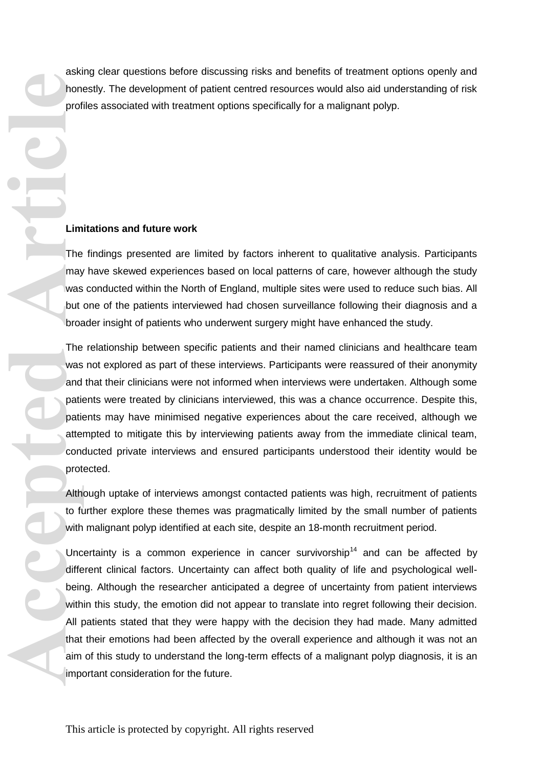asking clear questions before discussing risks and benefits of treatment options openly and honestly. The development of patient centred resources would also aid understanding of risk profiles associated with treatment options specifically for a malignant polyp.

**Limitations and future work**

The findings presented are limited by factors inherent to qualitative analysis. Participants may have skewed experiences based on local patterns of care, however although the study was conducted within the North of England, multiple sites were used to reduce such bias. All but one of the patients interviewed had chosen surveillance following their diagnosis and a broader insight of patients who underwent surgery might have enhanced the study.

The relationship between specific patients and their named clinicians and healthcare team was not explored as part of these interviews. Participants were reassured of their anonymity and that their clinicians were not informed when interviews were undertaken. Although some patients were treated by clinicians interviewed, this was a chance occurrence. Despite this, patients may have minimised negative experiences about the care received, although we attempted to mitigate this by interviewing patients away from the immediate clinical team, conducted private interviews and ensured participants understood their identity would be protected.

Although uptake of interviews amongst contacted patients was high, recruitment of patients to further explore these themes was pragmatically limited by the small number of patients with malignant polyp identified at each site, despite an 18-month recruitment period.

Uncertainty is a common experience in cancer survivorship[14] and can be affected by different clinical factors. Uncertainty can affect both quality of life and psychological well-being. Although the researcher anticipated a degree of uncertainty from patient interviews within this study, the emotion did not appear to translate into regret following their decision. All patients stated that they were happy with the decision they had made. Many admitted that their emotions had been affected by the overall experience and although it was not an aim of this study to understand the long-term effects of a malignant polyp diagnosis, it is an important consideration for the future.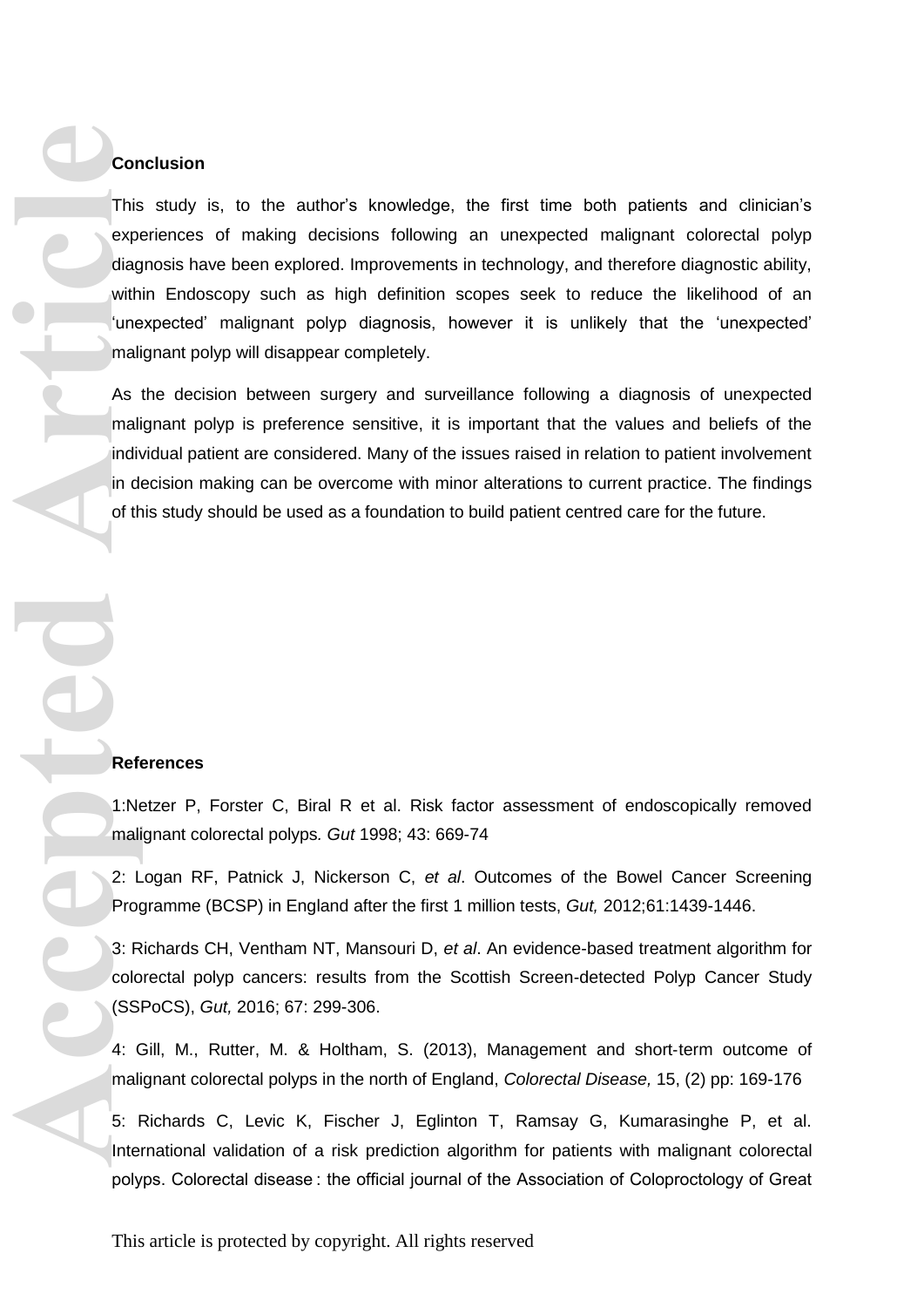**Conclusion**

This study is, to the author's knowledge, the first time both patients and clinician's experiences of making decisions following an unexpected malignant colorectal polyp diagnosis have been explored. Improvements in technology, and therefore diagnostic ability, within Endoscopy such as high definition scopes seek to reduce the likelihood of an 'unexpected' malignant polyp diagnosis, however it is unlikely that the 'unexpected' malignant polyp will disappear completely.

As the decision between surgery and surveillance following a diagnosis of unexpected malignant polyp is preference sensitive, it is important that the values and beliefs of the individual patient are considered. Many of the issues raised in relation to patient involvement in decision making can be overcome with minor alterations to current practice. The findings of this study should be used as a foundation to build patient centred care for the future.

**References**

1:Netzer P, Forster C, Biral R et al. Risk factor assessment of endoscopically removed malignant colorectal polyps. *Gut* 1998; 43: 669-74

2: Logan RF, Patnick J, Nickerson C, *et al*. Outcomes of the Bowel Cancer Screening Programme (BCSP) in England after the first 1 million tests, *Gut,* 2012;61:1439-1446.

3: Richards CH, Ventham NT, Mansouri D, *et al*. An evidence-based treatment algorithm for colorectal polyp cancers: results from the Scottish Screen-detected Polyp Cancer Study (SSPoCS), *Gut,* 2016; 67: 299-306.

4: Gill, M., Rutter, M. & Holtham, S. (2013), Management and short-term outcome of malignant colorectal polyps in the north of England, *Colorectal Disease,* 15, (2) pp: 169-176

5: Richards C, Levic K, Fischer J, Eglinton T, Ramsay G, Kumarasinghe P, et al. International validation of a risk prediction algorithm for patients with malignant colorectal polyps. Colorectal disease : the official journal of the Association of Coloproctology of Great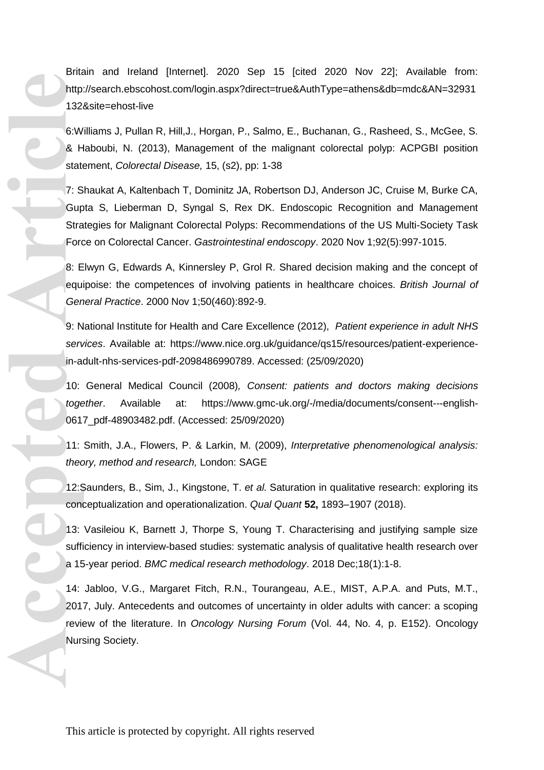Britain and Ireland [Internet]. 2020 Sep 15 [cited 2020 Nov 22]; Available from: http://search.ebscohost.com/login.aspx?direct=true&AuthType=athens&db=mdc&AN=32931132&site=ehost-live

6:Williams J, Pullan R, Hill,J., Horgan, P., Salmo, E., Buchanan, G., Rasheed, S., McGee, S. & Haboubi, N. (2013), Management of the malignant colorectal polyp: ACPGBI position statement, *Colorectal Disease,* 15, (s2), pp: 1-38

7: Shaukat A, Kaltenbach T, Dominitz JA, Robertson DJ, Anderson JC, Cruise M, Burke CA, Gupta S, Lieberman D, Syngal S, Rex DK. Endoscopic Recognition and Management Strategies for Malignant Colorectal Polyps: Recommendations of the US Multi-Society Task Force on Colorectal Cancer. *Gastrointestinal endoscopy*. 2020 Nov 1;92(5):997-1015.

8: Elwyn G, Edwards A, Kinnersley P, Grol R. Shared decision making and the concept of equipoise: the competences of involving patients in healthcare choices. *British Journal of General Practice*. 2000 Nov 1;50(460):892-9.

9: National Institute for Health and Care Excellence (2012), *Patient experience in adult NHS services*. Available at: https://www.nice.org.uk/guidance/qs15/resources/patient-experience-in-adult-nhs-services-pdf-2098486990789. Accessed: (25/09/2020)

10: General Medical Council (2008), *Consent: patients and doctors making decisions together*. Available at: https://www.gmc-uk.org/-/media/documents/consent---english-0617_pdf-48903482.pdf. (Accessed: 25/09/2020)

11: Smith, J.A., Flowers, P. & Larkin, M. (2009), *Interpretative phenomenological analysis: theory, method and research,* London: SAGE

12:Saunders, B., Sim, J., Kingstone, T. *et al.* Saturation in qualitative research: exploring its conceptualization and operationalization. *Qual Quant* **52,** 1893–1907 (2018).

13: Vasileiou K, Barnett J, Thorpe S, Young T. Characterising and justifying sample size sufficiency in interview-based studies: systematic analysis of qualitative health research over a 15-year period. *BMC medical research methodology*. 2018 Dec;18(1):1-8.

14: Jabloo, V.G., Margaret Fitch, R.N., Tourangeau, A.E., MIST, A.P.A. and Puts, M.T., 2017, July. Antecedents and outcomes of uncertainty in older adults with cancer: a scoping review of the literature. In *Oncology Nursing Forum* (Vol. 44, No. 4, p. E152). Oncology Nursing Society.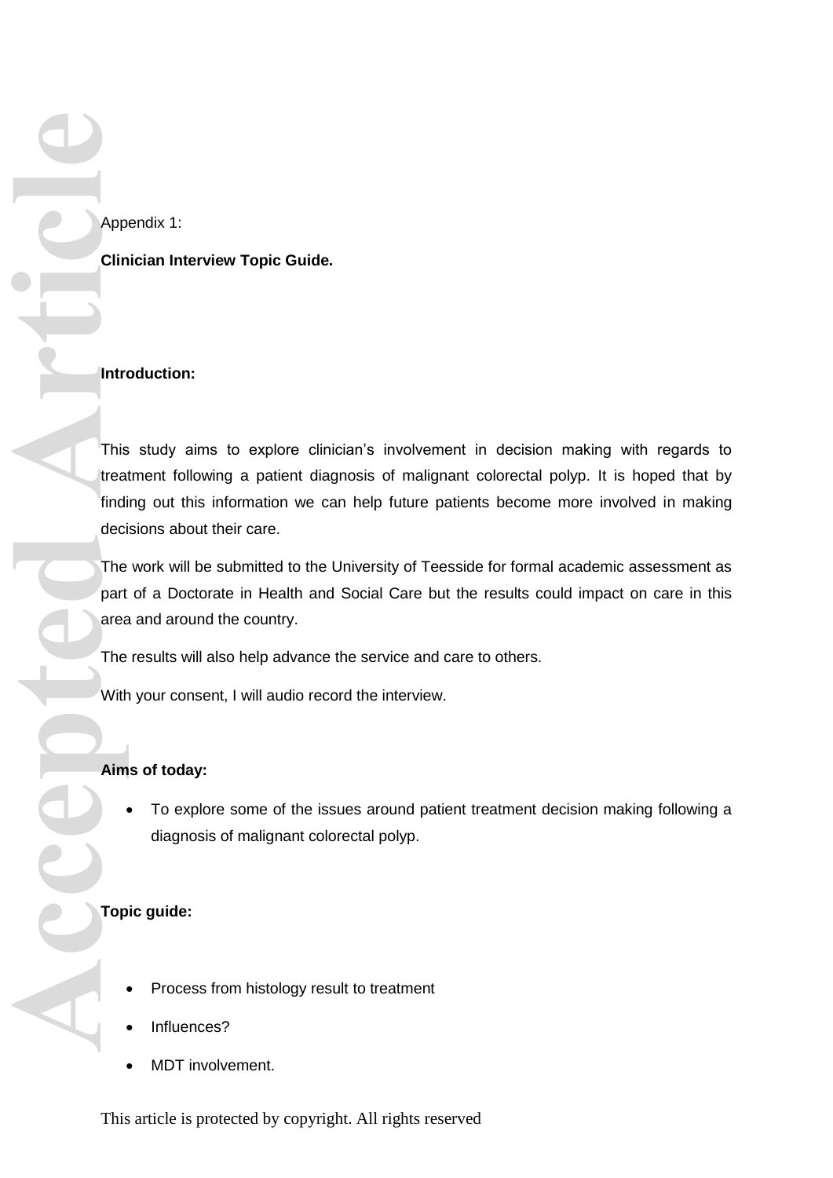Appendix 1:

**Clinician Interview Topic Guide.**

**Introduction:**

This study aims to explore clinician's involvement in decision making with regards to treatment following a patient diagnosis of malignant colorectal polyp. It is hoped that by finding out this information we can help future patients become more involved in making decisions about their care.

The work will be submitted to the University of Teesside for formal academic assessment as part of a Doctorate in Health and Social Care but the results could impact on care in this area and around the country.

The results will also help advance the service and care to others.

With your consent, I will audio record the interview.

**Aims of today:**

- To explore some of the issues around patient treatment decision making following a diagnosis of malignant colorectal polyp.

**Topic guide:**

- Process from histology result to treatment
- Influences?
- MDT involvement.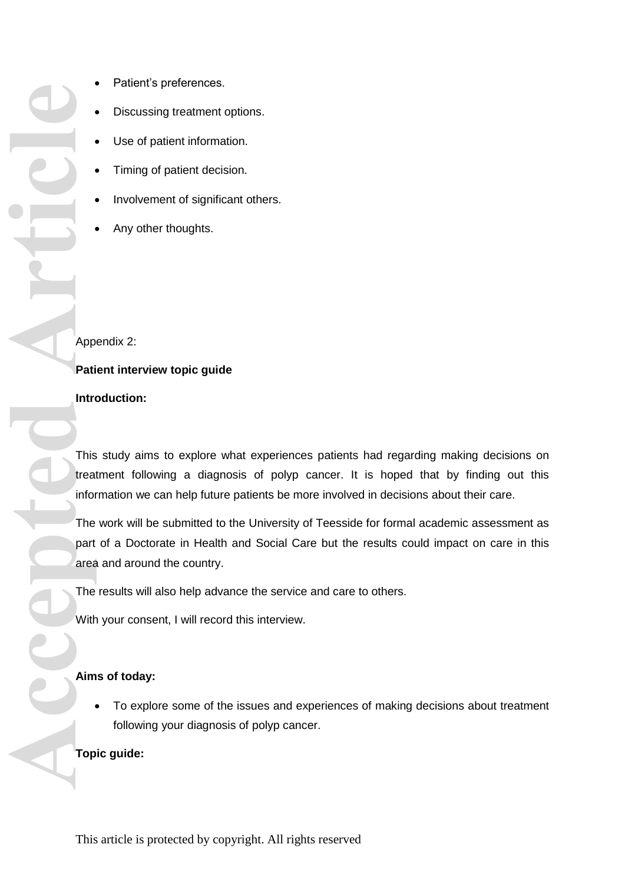- Patient's preferences.
- Discussing treatment options.
- Use of patient information.
- Timing of patient decision.
- Involvement of significant others.
- Any other thoughts.

Appendix 2:

**Patient interview topic guide**

**Introduction:**

This study aims to explore what experiences patients had regarding making decisions on treatment following a diagnosis of polyp cancer. It is hoped that by finding out this information we can help future patients be more involved in decisions about their care.

The work will be submitted to the University of Teesside for formal academic assessment as part of a Doctorate in Health and Social Care but the results could impact on care in this area and around the country.

The results will also help advance the service and care to others.

With your consent, I will record this interview.

**Aims of today:**

- To explore some of the issues and experiences of making decisions about treatment following your diagnosis of polyp cancer.

**Topic guide:**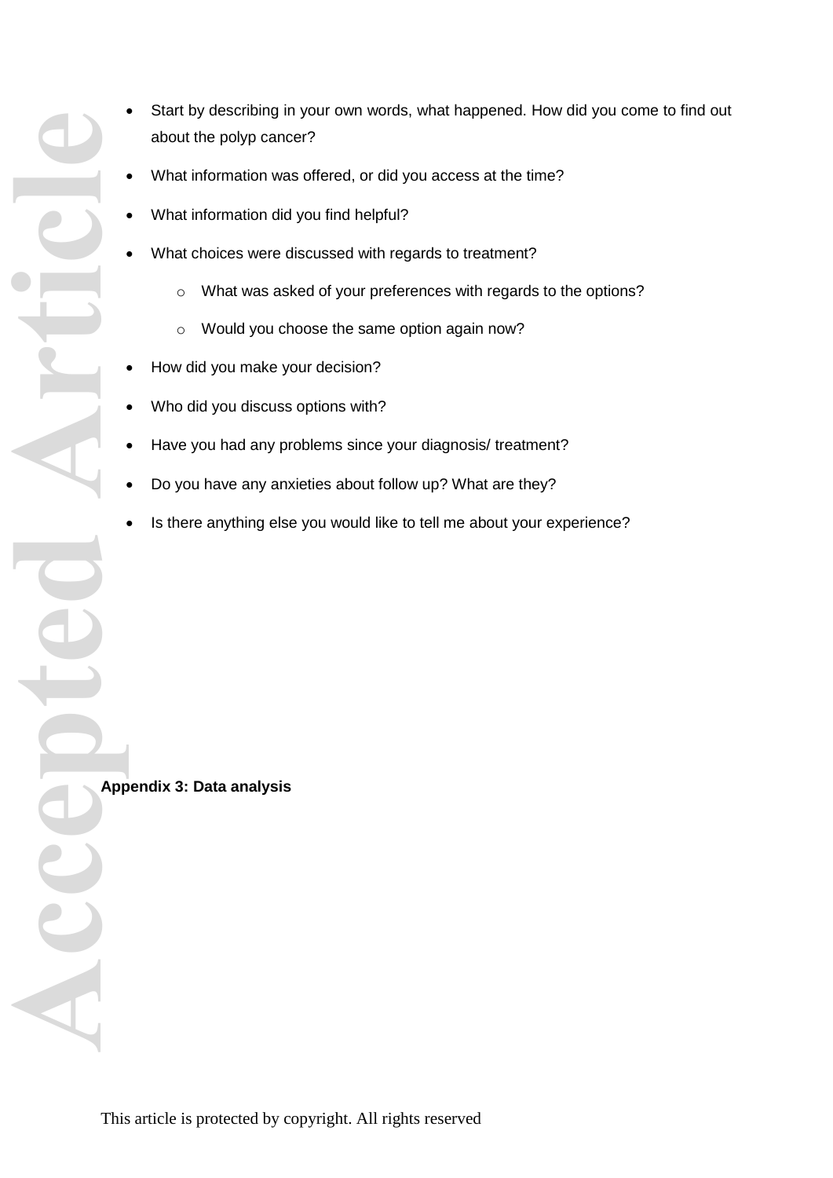- Start by describing in your own words, what happened. How did you come to find out about the polyp cancer?
- What information was offered, or did you access at the time?
- What information did you find helpful?
- What choices were discussed with regards to treatment?
    - What was asked of your preferences with regards to the options?
    - Would you choose the same option again now?
- How did you make your decision?
- Who did you discuss options with?
- Have you had any problems since your diagnosis/ treatment?
- Do you have any anxieties about follow up? What are they?
- Is there anything else you would like to tell me about your experience?

**Appendix 3: Data analysis**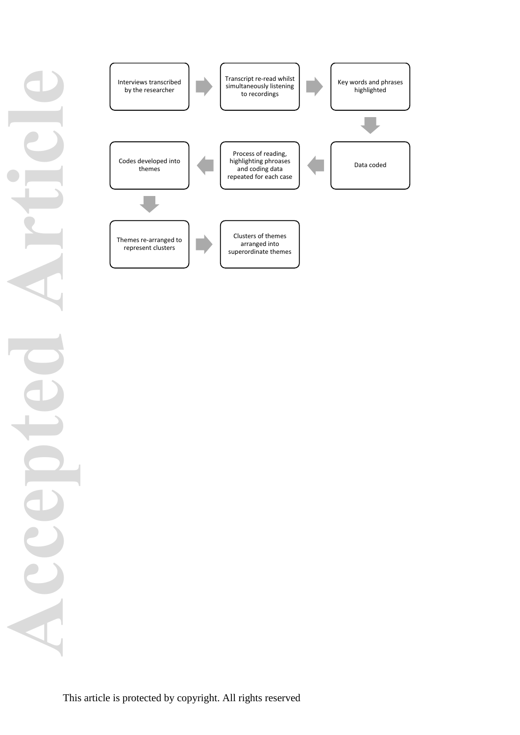Interviews transcribed by the researcher

Transcript re-read whilst simultaneously listening to recordings

Key words and phrases highlighted

Data coded

Process of reading, highlighting phroases and coding data repeated for each case

Codes developed into themes

Themes re-arranged to represent clusters

Clusters of themes arranged into superordinate themes